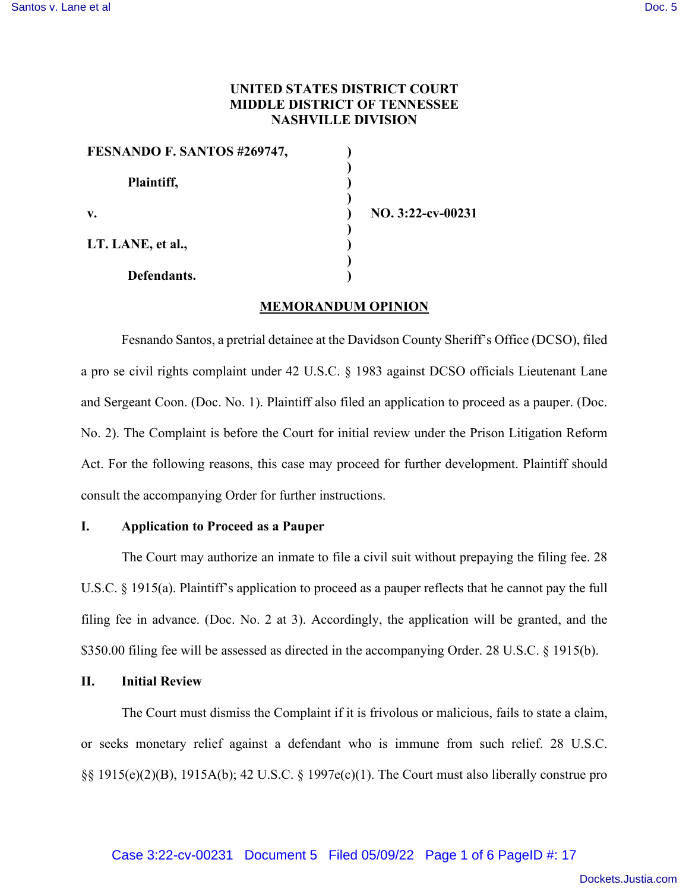**UNITED STATES DISTRICT COURT**
**MIDDLE DISTRICT OF TENNESSEE**
**NASHVILLE DIVISION**

| | | |
|---|---|---|
| **FESNANDO F. SANTOS #269747,** | **)** | |
| | **)** | |
| **Plaintiff,** | **)** | |
| | **)** | |
| **v.** | **)** | **NO. 3:22-cv-00231** |
| | **)** | |
| **LT. LANE, et al.,** | **)** | |
| | **)** | |
| **Defendants.** | **)** | |

## MEMORANDUM OPINION

Fesnando Santos, a pretrial detainee at the Davidson County Sheriff's Office (DCSO), filed a pro se civil rights complaint under 42 U.S.C. § 1983 against DCSO officials Lieutenant Lane and Sergeant Coon. (Doc. No. 1). Plaintiff also filed an application to proceed as a pauper. (Doc. No. 2). The Complaint is before the Court for initial review under the Prison Litigation Reform Act. For the following reasons, this case may proceed for further development. Plaintiff should consult the accompanying Order for further instructions.

### I. Application to Proceed as a Pauper

The Court may authorize an inmate to file a civil suit without prepaying the filing fee. 28 U.S.C. § 1915(a). Plaintiff's application to proceed as a pauper reflects that he cannot pay the full filing fee in advance. (Doc. No. 2 at 3). Accordingly, the application will be granted, and the $350.00 filing fee will be assessed as directed in the accompanying Order. 28 U.S.C. § 1915(b).

### II. Initial Review

The Court must dismiss the Complaint if it is frivolous or malicious, fails to state a claim, or seeks monetary relief against a defendant who is immune from such relief. 28 U.S.C. §§ 1915(e)(2)(B), 1915A(b); 42 U.S.C. § 1997e(c)(1). The Court must also liberally construe pro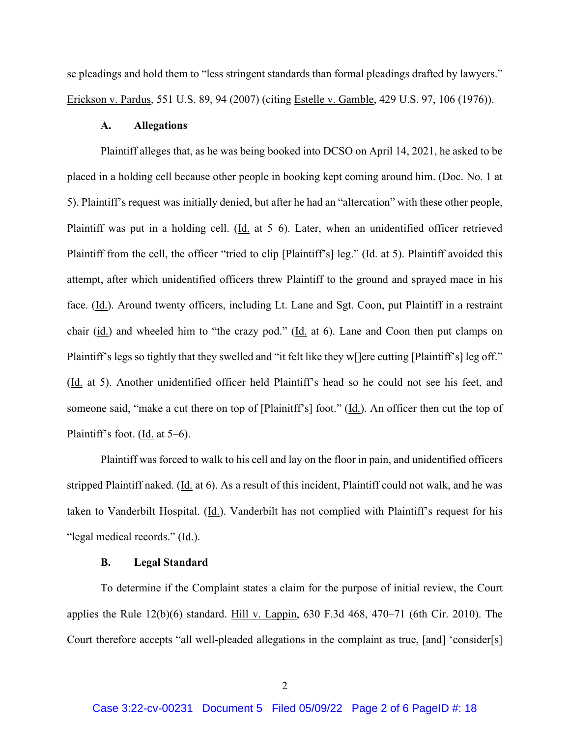se pleadings and hold them to "less stringent standards than formal pleadings drafted by lawyers." Erickson v. Pardus, 551 U.S. 89, 94 (2007) (citing Estelle v. Gamble, 429 U.S. 97, 106 (1976)).

### A. Allegations

Plaintiff alleges that, as he was being booked into DCSO on April 14, 2021, he asked to be placed in a holding cell because other people in booking kept coming around him. (Doc. No. 1 at 5). Plaintiff's request was initially denied, but after he had an "altercation" with these other people, Plaintiff was put in a holding cell. (Id. at 5–6). Later, when an unidentified officer retrieved Plaintiff from the cell, the officer "tried to clip [Plaintiff's] leg." (Id. at 5). Plaintiff avoided this attempt, after which unidentified officers threw Plaintiff to the ground and sprayed mace in his face. (Id.). Around twenty officers, including Lt. Lane and Sgt. Coon, put Plaintiff in a restraint chair (id.) and wheeled him to "the crazy pod." (Id. at 6). Lane and Coon then put clamps on Plaintiff's legs so tightly that they swelled and "it felt like they w[]ere cutting [Plaintiff's] leg off." (Id. at 5). Another unidentified officer held Plaintiff's head so he could not see his feet, and someone said, "make a cut there on top of [Plainitff's] foot." (Id.). An officer then cut the top of Plaintiff's foot. (Id. at 5–6).

Plaintiff was forced to walk to his cell and lay on the floor in pain, and unidentified officers stripped Plaintiff naked. (Id. at 6). As a result of this incident, Plaintiff could not walk, and he was taken to Vanderbilt Hospital. (Id.). Vanderbilt has not complied with Plaintiff's request for his "legal medical records." (Id.).

### B. Legal Standard

To determine if the Complaint states a claim for the purpose of initial review, the Court applies the Rule 12(b)(6) standard. Hill v. Lappin, 630 F.3d 468, 470–71 (6th Cir. 2010). The Court therefore accepts "all well-pleaded allegations in the complaint as true, [and] 'consider[s]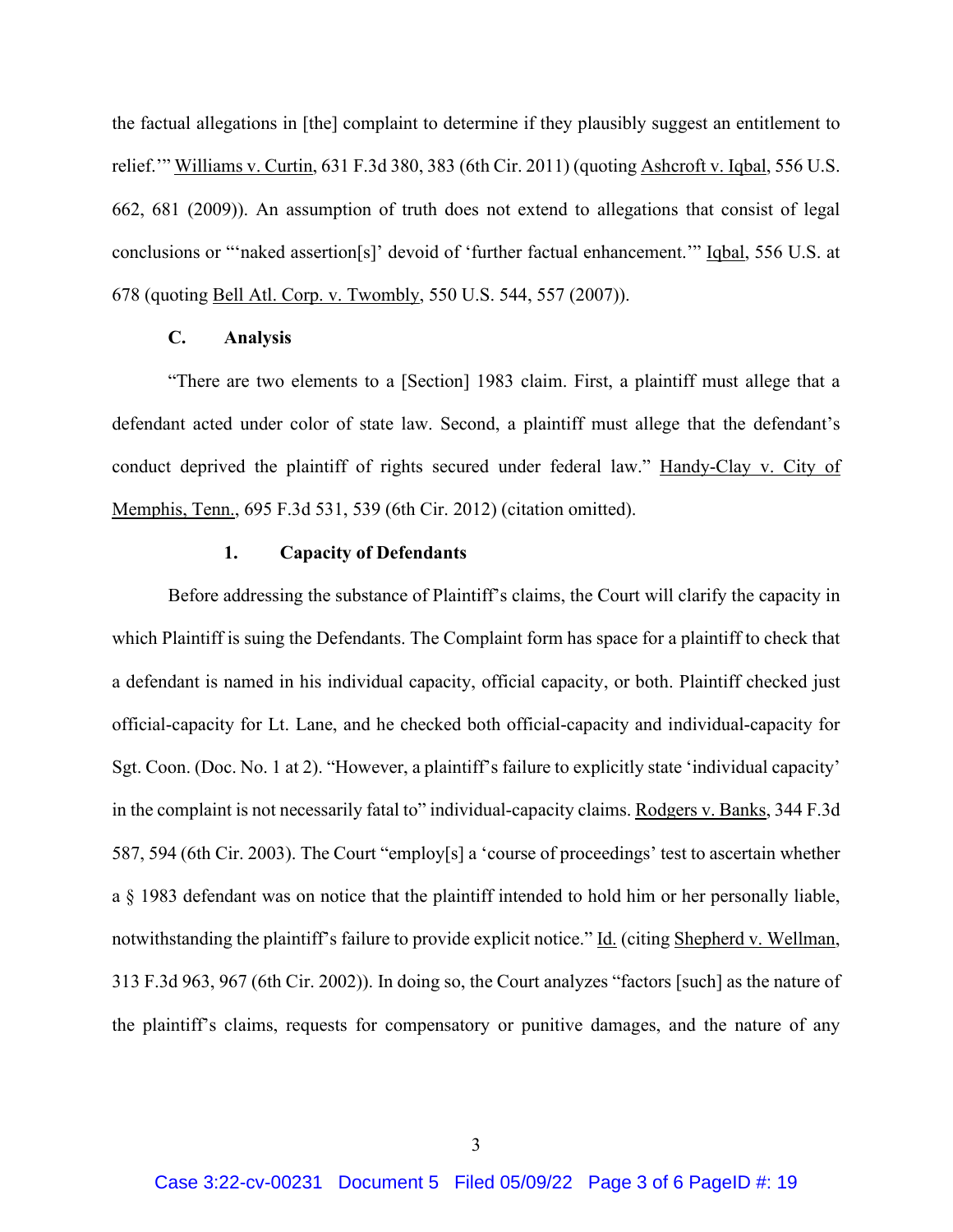the factual allegations in [the] complaint to determine if they plausibly suggest an entitlement to relief.'" Williams v. Curtin, 631 F.3d 380, 383 (6th Cir. 2011) (quoting Ashcroft v. Iqbal, 556 U.S. 662, 681 (2009)). An assumption of truth does not extend to allegations that consist of legal conclusions or "'naked assertion[s]' devoid of 'further factual enhancement.'" Iqbal, 556 U.S. at 678 (quoting Bell Atl. Corp. v. Twombly, 550 U.S. 544, 557 (2007)).

### C. Analysis

"There are two elements to a [Section] 1983 claim. First, a plaintiff must allege that a defendant acted under color of state law. Second, a plaintiff must allege that the defendant's conduct deprived the plaintiff of rights secured under federal law." Handy-Clay v. City of Memphis, Tenn., 695 F.3d 531, 539 (6th Cir. 2012) (citation omitted).

#### 1. Capacity of Defendants

Before addressing the substance of Plaintiff's claims, the Court will clarify the capacity in which Plaintiff is suing the Defendants. The Complaint form has space for a plaintiff to check that a defendant is named in his individual capacity, official capacity, or both. Plaintiff checked just official-capacity for Lt. Lane, and he checked both official-capacity and individual-capacity for Sgt. Coon. (Doc. No. 1 at 2). "However, a plaintiff's failure to explicitly state 'individual capacity' in the complaint is not necessarily fatal to" individual-capacity claims. Rodgers v. Banks, 344 F.3d 587, 594 (6th Cir. 2003). The Court "employ[s] a 'course of proceedings' test to ascertain whether a § 1983 defendant was on notice that the plaintiff intended to hold him or her personally liable, notwithstanding the plaintiff's failure to provide explicit notice." Id. (citing Shepherd v. Wellman, 313 F.3d 963, 967 (6th Cir. 2002)). In doing so, the Court analyzes "factors [such] as the nature of the plaintiff's claims, requests for compensatory or punitive damages, and the nature of any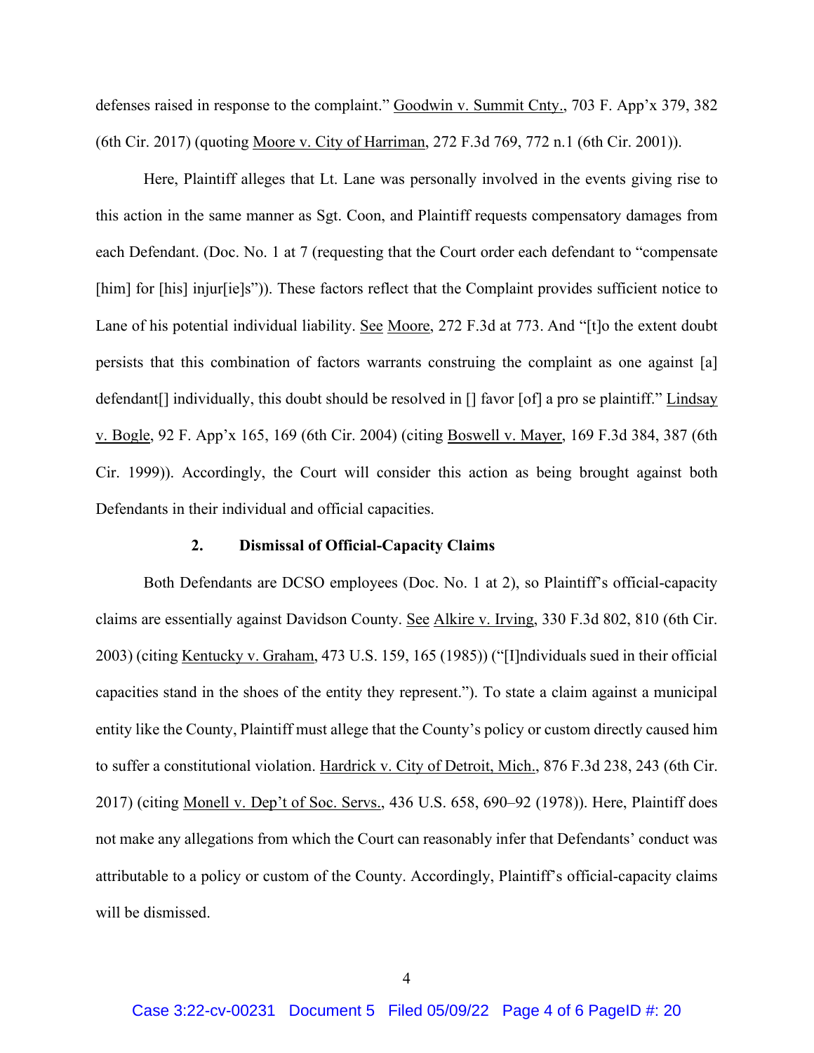defenses raised in response to the complaint." Goodwin v. Summit Cnty., 703 F. App'x 379, 382 (6th Cir. 2017) (quoting Moore v. City of Harriman, 272 F.3d 769, 772 n.1 (6th Cir. 2001)).

Here, Plaintiff alleges that Lt. Lane was personally involved in the events giving rise to this action in the same manner as Sgt. Coon, and Plaintiff requests compensatory damages from each Defendant. (Doc. No. 1 at 7 (requesting that the Court order each defendant to "compensate [him] for [his] injur[ie]s")). These factors reflect that the Complaint provides sufficient notice to Lane of his potential individual liability. See Moore, 272 F.3d at 773. And "[t]o the extent doubt persists that this combination of factors warrants construing the complaint as one against [a] defendant[] individually, this doubt should be resolved in [] favor [of] a pro se plaintiff." Lindsay v. Bogle, 92 F. App'x 165, 169 (6th Cir. 2004) (citing Boswell v. Mayer, 169 F.3d 384, 387 (6th Cir. 1999)). Accordingly, the Court will consider this action as being brought against both Defendants in their individual and official capacities.

### 2. Dismissal of Official-Capacity Claims

Both Defendants are DCSO employees (Doc. No. 1 at 2), so Plaintiff's official-capacity claims are essentially against Davidson County. See Alkire v. Irving, 330 F.3d 802, 810 (6th Cir. 2003) (citing Kentucky v. Graham, 473 U.S. 159, 165 (1985)) ("[I]ndividuals sued in their official capacities stand in the shoes of the entity they represent."). To state a claim against a municipal entity like the County, Plaintiff must allege that the County's policy or custom directly caused him to suffer a constitutional violation. Hardrick v. City of Detroit, Mich., 876 F.3d 238, 243 (6th Cir. 2017) (citing Monell v. Dep't of Soc. Servs., 436 U.S. 658, 690–92 (1978)). Here, Plaintiff does not make any allegations from which the Court can reasonably infer that Defendants' conduct was attributable to a policy or custom of the County. Accordingly, Plaintiff's official-capacity claims will be dismissed.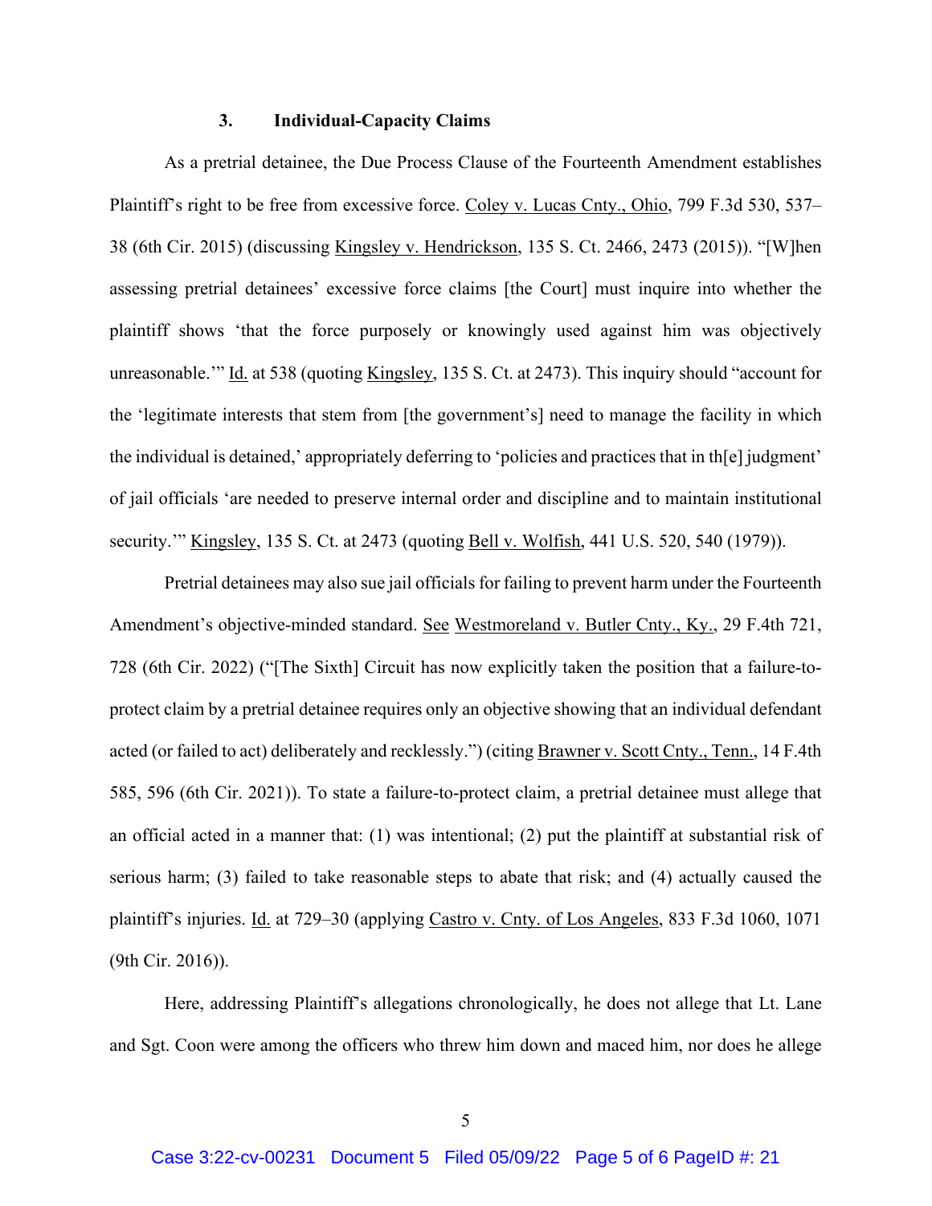### 3. Individual-Capacity Claims

As a pretrial detainee, the Due Process Clause of the Fourteenth Amendment establishes Plaintiff's right to be free from excessive force. Coley v. Lucas Cnty., Ohio, 799 F.3d 530, 537–38 (6th Cir. 2015) (discussing Kingsley v. Hendrickson, 135 S. Ct. 2466, 2473 (2015)). "[W]hen assessing pretrial detainees' excessive force claims [the Court] must inquire into whether the plaintiff shows 'that the force purposely or knowingly used against him was objectively unreasonable.'" Id. at 538 (quoting Kingsley, 135 S. Ct. at 2473). This inquiry should "account for the 'legitimate interests that stem from [the government's] need to manage the facility in which the individual is detained,' appropriately deferring to 'policies and practices that in th[e] judgment' of jail officials 'are needed to preserve internal order and discipline and to maintain institutional security.'" Kingsley, 135 S. Ct. at 2473 (quoting Bell v. Wolfish, 441 U.S. 520, 540 (1979)).

Pretrial detainees may also sue jail officials for failing to prevent harm under the Fourteenth Amendment's objective-minded standard. See Westmoreland v. Butler Cnty., Ky., 29 F.4th 721, 728 (6th Cir. 2022) ("[The Sixth] Circuit has now explicitly taken the position that a failure-to-protect claim by a pretrial detainee requires only an objective showing that an individual defendant acted (or failed to act) deliberately and recklessly.") (citing Brawner v. Scott Cnty., Tenn., 14 F.4th 585, 596 (6th Cir. 2021)). To state a failure-to-protect claim, a pretrial detainee must allege that an official acted in a manner that: (1) was intentional; (2) put the plaintiff at substantial risk of serious harm; (3) failed to take reasonable steps to abate that risk; and (4) actually caused the plaintiff's injuries. Id. at 729–30 (applying Castro v. Cnty. of Los Angeles, 833 F.3d 1060, 1071 (9th Cir. 2016)).

Here, addressing Plaintiff's allegations chronologically, he does not allege that Lt. Lane and Sgt. Coon were among the officers who threw him down and maced him, nor does he allege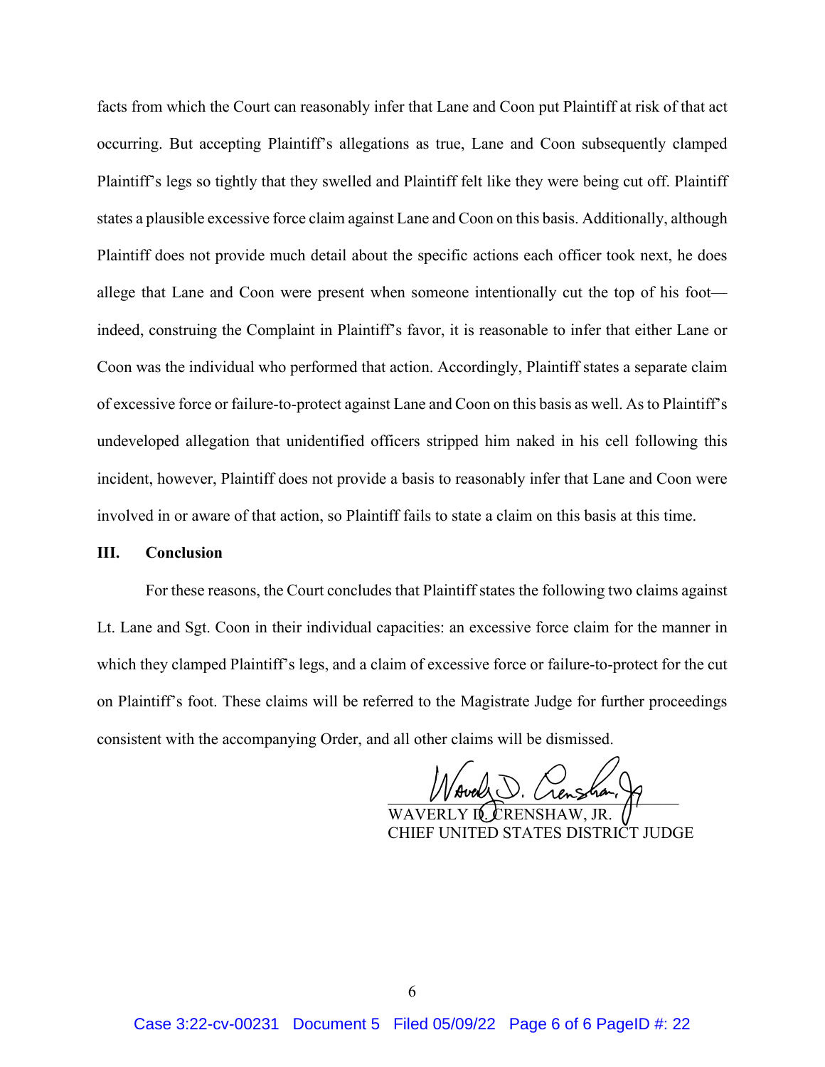facts from which the Court can reasonably infer that Lane and Coon put Plaintiff at risk of that act occurring. But accepting Plaintiff's allegations as true, Lane and Coon subsequently clamped Plaintiff's legs so tightly that they swelled and Plaintiff felt like they were being cut off. Plaintiff states a plausible excessive force claim against Lane and Coon on this basis. Additionally, although Plaintiff does not provide much detail about the specific actions each officer took next, he does allege that Lane and Coon were present when someone intentionally cut the top of his foot—indeed, construing the Complaint in Plaintiff's favor, it is reasonable to infer that either Lane or Coon was the individual who performed that action. Accordingly, Plaintiff states a separate claim of excessive force or failure-to-protect against Lane and Coon on this basis as well. As to Plaintiff's undeveloped allegation that unidentified officers stripped him naked in his cell following this incident, however, Plaintiff does not provide a basis to reasonably infer that Lane and Coon were involved in or aware of that action, so Plaintiff fails to state a claim on this basis at this time.

## III. Conclusion

For these reasons, the Court concludes that Plaintiff states the following two claims against Lt. Lane and Sgt. Coon in their individual capacities: an excessive force claim for the manner in which they clamped Plaintiff's legs, and a claim of excessive force or failure-to-protect for the cut on Plaintiff's foot. These claims will be referred to the Magistrate Judge for further proceedings consistent with the accompanying Order, and all other claims will be dismissed.

WAVERLY D. CRENSHAW, JR.
CHIEF UNITED STATES DISTRICT JUDGE